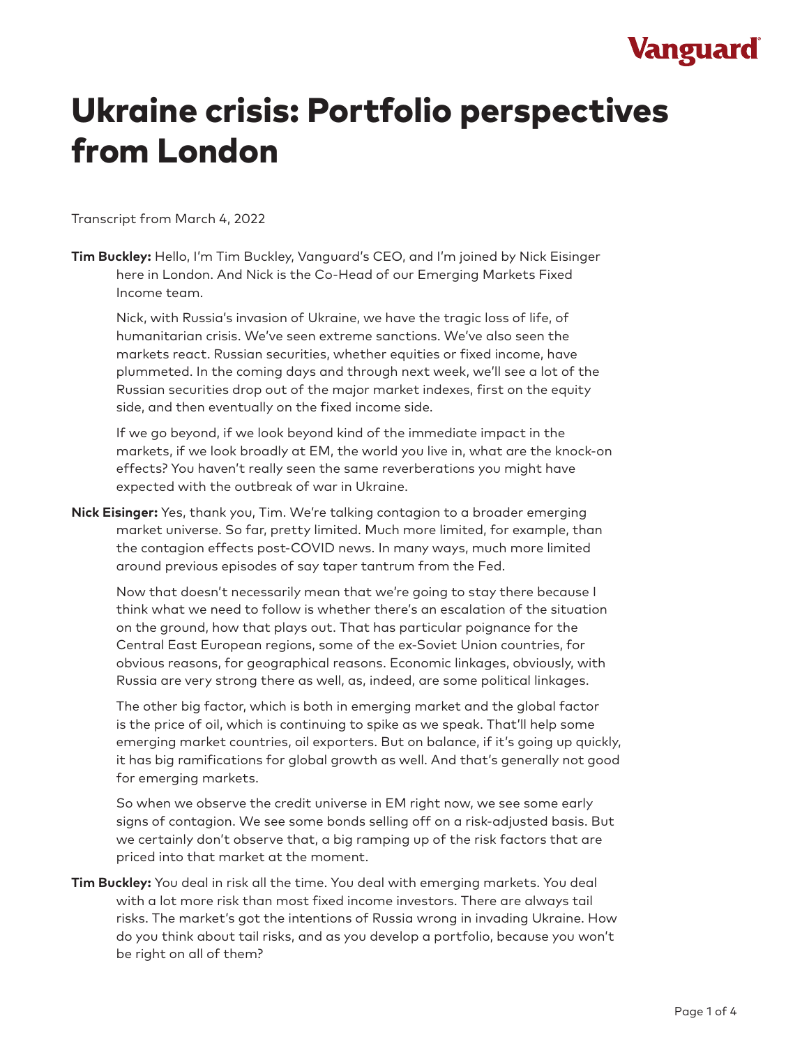# Ukraine crisis: Portfolio perspectives from London

Transcript from March 4, 2022

**Tim Buckley:** Hello, I'm Tim Buckley, Vanguard's CEO, and I'm joined by Nick Eisinger here in London. And Nick is the Co-Head of our Emerging Markets Fixed Income team.

Nick, with Russia's invasion of Ukraine, we have the tragic loss of life, of humanitarian crisis. We've seen extreme sanctions. We've also seen the markets react. Russian securities, whether equities or fixed income, have plummeted. In the coming days and through next week, we'll see a lot of the Russian securities drop out of the major market indexes, first on the equity side, and then eventually on the fixed income side.

If we go beyond, if we look beyond kind of the immediate impact in the markets, if we look broadly at EM, the world you live in, what are the knock-on effects? You haven't really seen the same reverberations you might have expected with the outbreak of war in Ukraine.

**Nick Eisinger:** Yes, thank you, Tim. We're talking contagion to a broader emerging market universe. So far, pretty limited. Much more limited, for example, than the contagion effects post-COVID news. In many ways, much more limited around previous episodes of say taper tantrum from the Fed.

Now that doesn't necessarily mean that we're going to stay there because I think what we need to follow is whether there's an escalation of the situation on the ground, how that plays out. That has particular poignance for the Central East European regions, some of the ex-Soviet Union countries, for obvious reasons, for geographical reasons. Economic linkages, obviously, with Russia are very strong there as well, as, indeed, are some political linkages.

The other big factor, which is both in emerging market and the global factor is the price of oil, which is continuing to spike as we speak. That'll help some emerging market countries, oil exporters. But on balance, if it's going up quickly, it has big ramifications for global growth as well. And that's generally not good for emerging markets.

So when we observe the credit universe in EM right now, we see some early signs of contagion. We see some bonds selling off on a risk-adjusted basis. But we certainly don't observe that, a big ramping up of the risk factors that are priced into that market at the moment.

**Tim Buckley:** You deal in risk all the time. You deal with emerging markets. You deal with a lot more risk than most fixed income investors. There are always tail risks. The market's got the intentions of Russia wrong in invading Ukraine. How do you think about tail risks, and as you develop a portfolio, because you won't be right on all of them?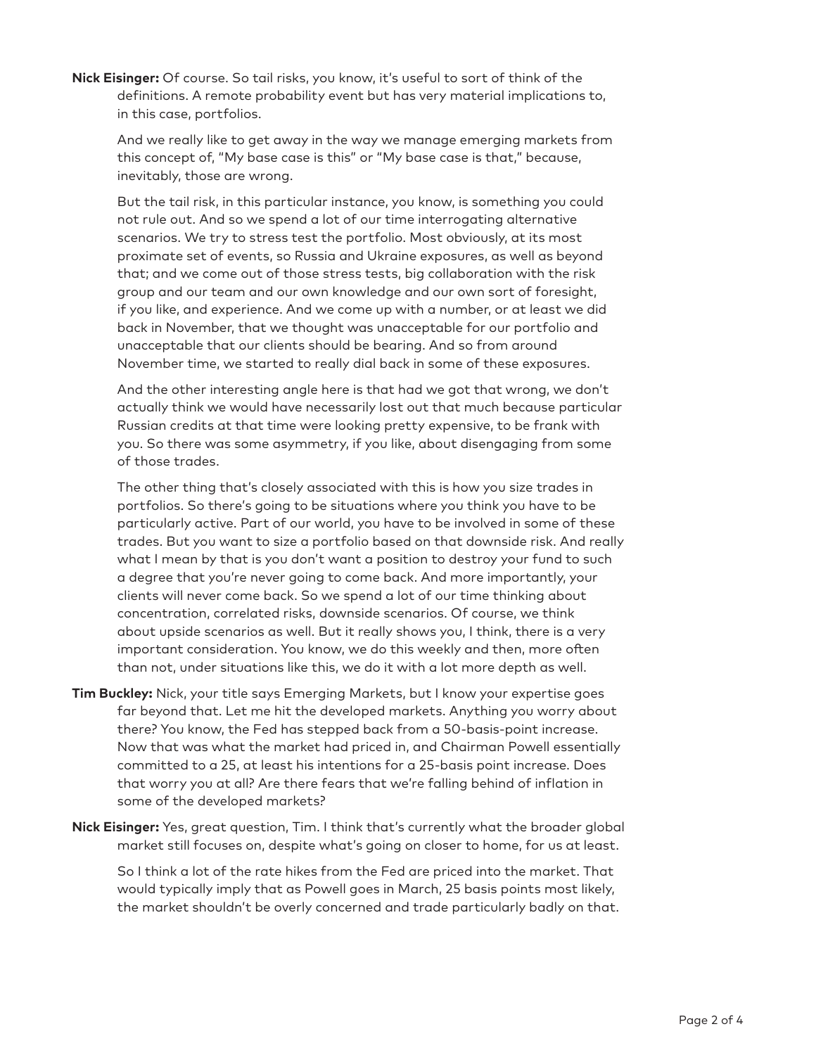**Nick Eisinger:** Of course. So tail risks, you know, it's useful to sort of think of the definitions. A remote probability event but has very material implications to, in this case, portfolios.

And we really like to get away in the way we manage emerging markets from this concept of, "My base case is this" or "My base case is that," because, inevitably, those are wrong.

But the tail risk, in this particular instance, you know, is something you could not rule out. And so we spend a lot of our time interrogating alternative scenarios. We try to stress test the portfolio. Most obviously, at its most proximate set of events, so Russia and Ukraine exposures, as well as beyond that; and we come out of those stress tests, big collaboration with the risk group and our team and our own knowledge and our own sort of foresight, if you like, and experience. And we come up with a number, or at least we did back in November, that we thought was unacceptable for our portfolio and unacceptable that our clients should be bearing. And so from around November time, we started to really dial back in some of these exposures.

And the other interesting angle here is that had we got that wrong, we don't actually think we would have necessarily lost out that much because particular Russian credits at that time were looking pretty expensive, to be frank with you. So there was some asymmetry, if you like, about disengaging from some of those trades.

The other thing that's closely associated with this is how you size trades in portfolios. So there's going to be situations where you think you have to be particularly active. Part of our world, you have to be involved in some of these trades. But you want to size a portfolio based on that downside risk. And really what I mean by that is you don't want a position to destroy your fund to such a degree that you're never going to come back. And more importantly, your clients will never come back. So we spend a lot of our time thinking about concentration, correlated risks, downside scenarios. Of course, we think about upside scenarios as well. But it really shows you, I think, there is a very important consideration. You know, we do this weekly and then, more often than not, under situations like this, we do it with a lot more depth as well.

**Tim Buckley:** Nick, your title says Emerging Markets, but I know your expertise goes far beyond that. Let me hit the developed markets. Anything you worry about there? You know, the Fed has stepped back from a 50-basis-point increase. Now that was what the market had priced in, and Chairman Powell essentially committed to a 25, at least his intentions for a 25-basis point increase. Does that worry you at all? Are there fears that we're falling behind of inflation in some of the developed markets?

**Nick Eisinger:** Yes, great question, Tim. I think that's currently what the broader global market still focuses on, despite what's going on closer to home, for us at least.

So I think a lot of the rate hikes from the Fed are priced into the market. That would typically imply that as Powell goes in March, 25 basis points most likely, the market shouldn't be overly concerned and trade particularly badly on that.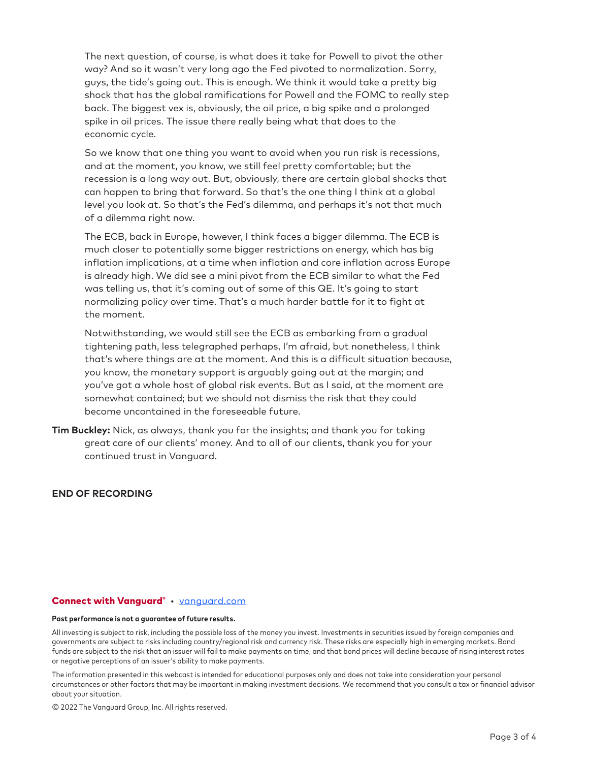The next question, of course, is what does it take for Powell to pivot the other way? And so it wasn't very long ago the Fed pivoted to normalization. Sorry, guys, the tide's going out. This is enough. We think it would take a pretty big shock that has the global ramifications for Powell and the FOMC to really step back. The biggest vex is, obviously, the oil price, a big spike and a prolonged spike in oil prices. The issue there really being what that does to the economic cycle.

So we know that one thing you want to avoid when you run risk is recessions, and at the moment, you know, we still feel pretty comfortable; but the recession is a long way out. But, obviously, there are certain global shocks that can happen to bring that forward. So that's the one thing I think at a global level you look at. So that's the Fed's dilemma, and perhaps it's not that much of a dilemma right now.

The ECB, back in Europe, however, I think faces a bigger dilemma. The ECB is much closer to potentially some bigger restrictions on energy, which has big inflation implications, at a time when inflation and core inflation across Europe is already high. We did see a mini pivot from the ECB similar to what the Fed was telling us, that it's coming out of some of this QE. It's going to start normalizing policy over time. That's a much harder battle for it to fight at the moment.

Notwithstanding, we would still see the ECB as embarking from a gradual tightening path, less telegraphed perhaps, I'm afraid, but nonetheless, I think that's where things are at the moment. And this is a difficult situation because, you know, the monetary support is arguably going out at the margin; and you've got a whole host of global risk events. But as I said, at the moment are somewhat contained; but we should not dismiss the risk that they could become uncontained in the foreseeable future.

**Tim Buckley:** Nick, as always, thank you for the insights; and thank you for taking great care of our clients' money. And to all of our clients, thank you for your continued trust in Vanguard.

**END OF RECORDING**

**Connect with Vanguard®** • vanguard.com

**Past performance is not a guarantee of future results.**

All investing is subject to risk, including the possible loss of the money you invest. Investments in securities issued by foreign companies and governments are subject to risks including country/regional risk and currency risk. These risks are especially high in emerging markets. Bond funds are subject to the risk that an issuer will fail to make payments on time, and that bond prices will decline because of rising interest rates or negative perceptions of an issuer's ability to make payments.

The information presented in this webcast is intended for educational purposes only and does not take into consideration your personal circumstances or other factors that may be important in making investment decisions. We recommend that you consult a tax or financial advisor about your situation.

© 2022 The Vanguard Group, Inc. All rights reserved.